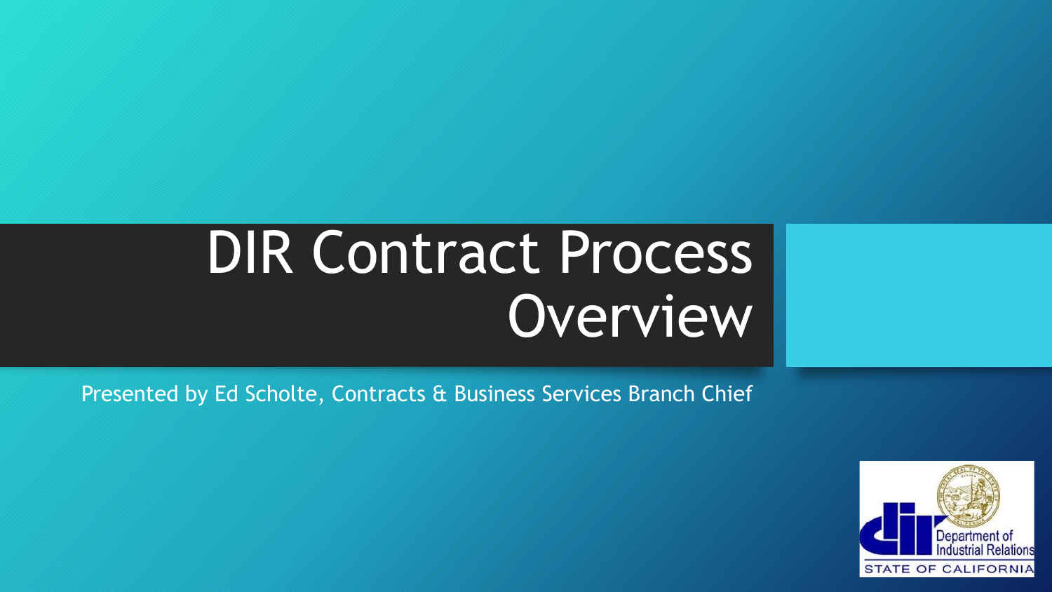# DIR Contract Process Overview

Presented by Ed Scholte, Contracts & Business Services Branch Chief

Department of Industrial Relations
STATE OF CALIFORNIA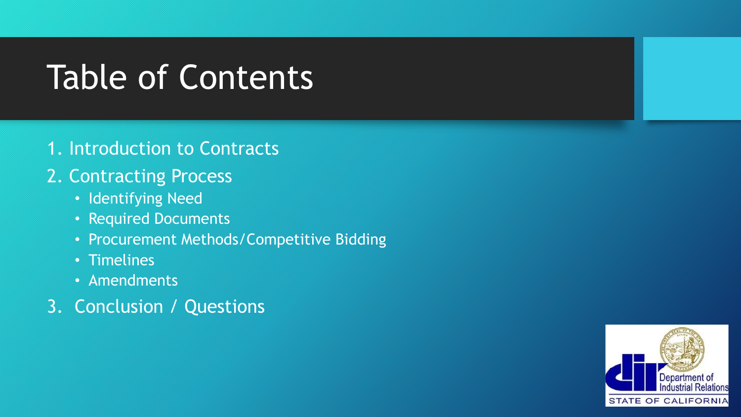# Table of Contents

1. Introduction to Contracts
2. Contracting Process
   - Identifying Need
   - Required Documents
   - Procurement Methods/Competitive Bidding
   - Timelines
   - Amendments
3. Conclusion / Questions

Department of Industrial Relations
STATE OF CALIFORNIA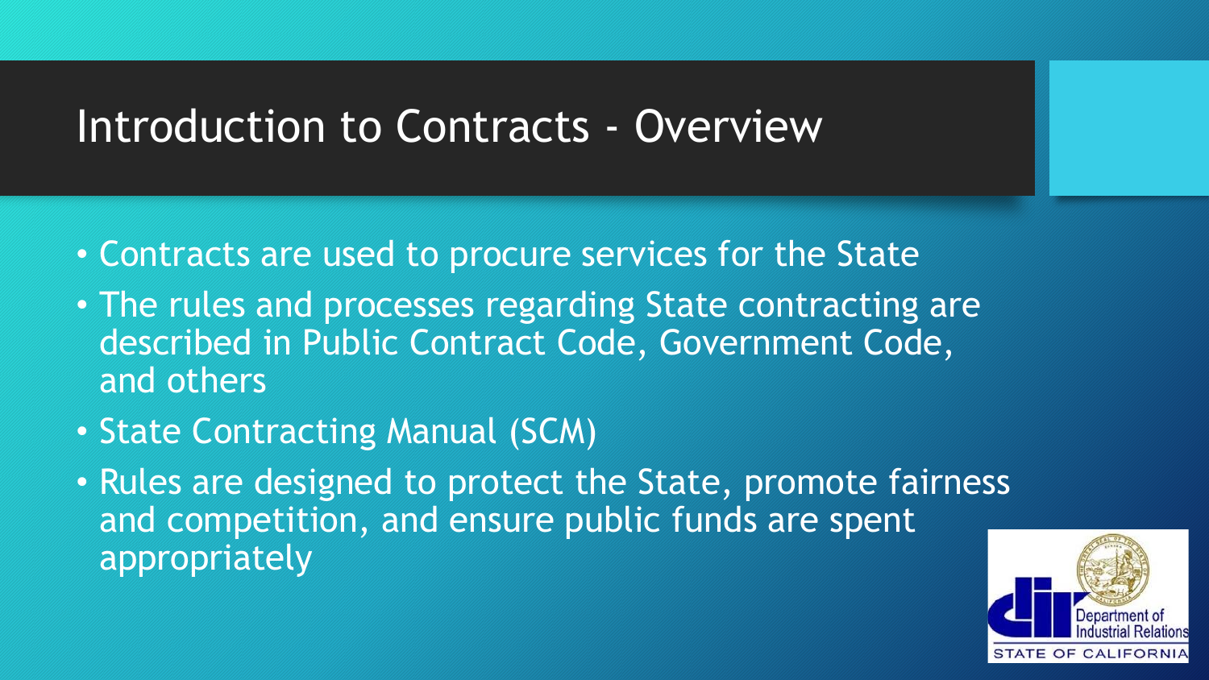# Introduction to Contracts - Overview

- Contracts are used to procure services for the State
- The rules and processes regarding State contracting are described in Public Contract Code, Government Code, and others
- State Contracting Manual (SCM)
- Rules are designed to protect the State, promote fairness and competition, and ensure public funds are spent appropriately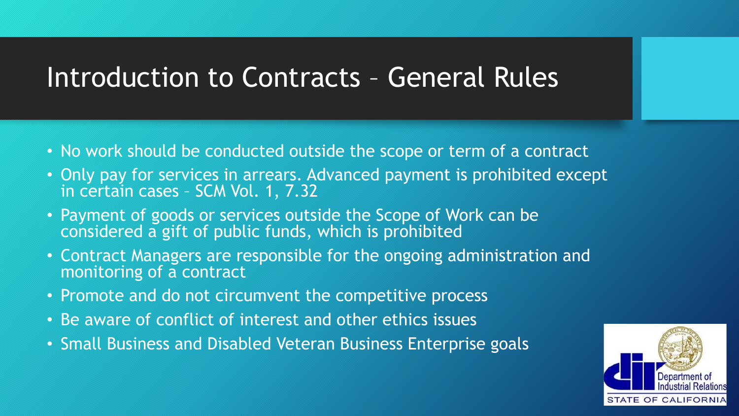# Introduction to Contracts – General Rules

- No work should be conducted outside the scope or term of a contract
- Only pay for services in arrears. Advanced payment is prohibited except in certain cases – SCM Vol. 1, 7.32
- Payment of goods or services outside the Scope of Work can be considered a gift of public funds, which is prohibited
- Contract Managers are responsible for the ongoing administration and monitoring of a contract
- Promote and do not circumvent the competitive process
- Be aware of conflict of interest and other ethics issues
- Small Business and Disabled Veteran Business Enterprise goals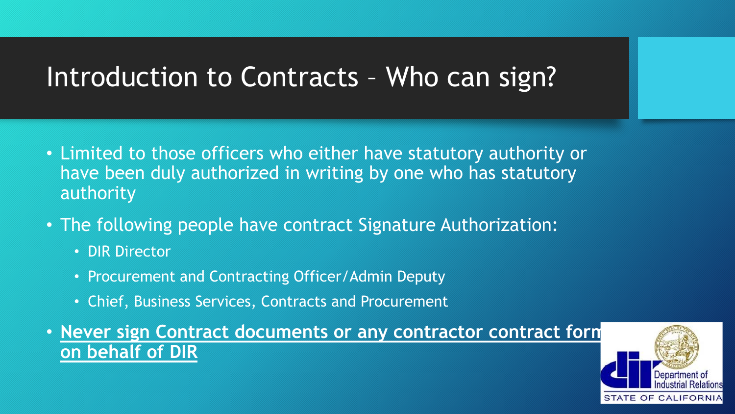# Introduction to Contracts – Who can sign?

- Limited to those officers who either have statutory authority or have been duly authorized in writing by one who has statutory authority
- The following people have contract Signature Authorization:
  - DIR Director
  - Procurement and Contracting Officer/Admin Deputy
  - Chief, Business Services, Contracts and Procurement
- **Never sign Contract documents or any contractor contract form on behalf of DIR**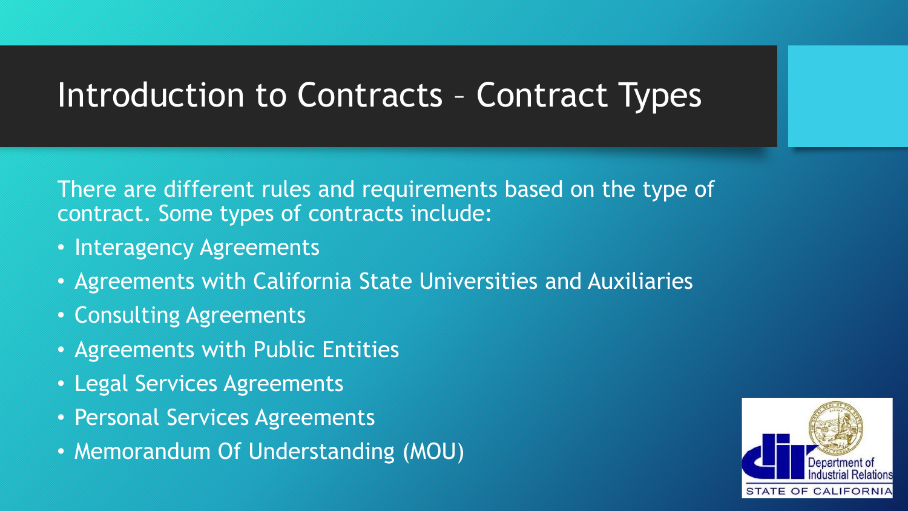# Introduction to Contracts – Contract Types

There are different rules and requirements based on the type of contract. Some types of contracts include:

- Interagency Agreements
- Agreements with California State Universities and Auxiliaries
- Consulting Agreements
- Agreements with Public Entities
- Legal Services Agreements
- Personal Services Agreements
- Memorandum Of Understanding (MOU)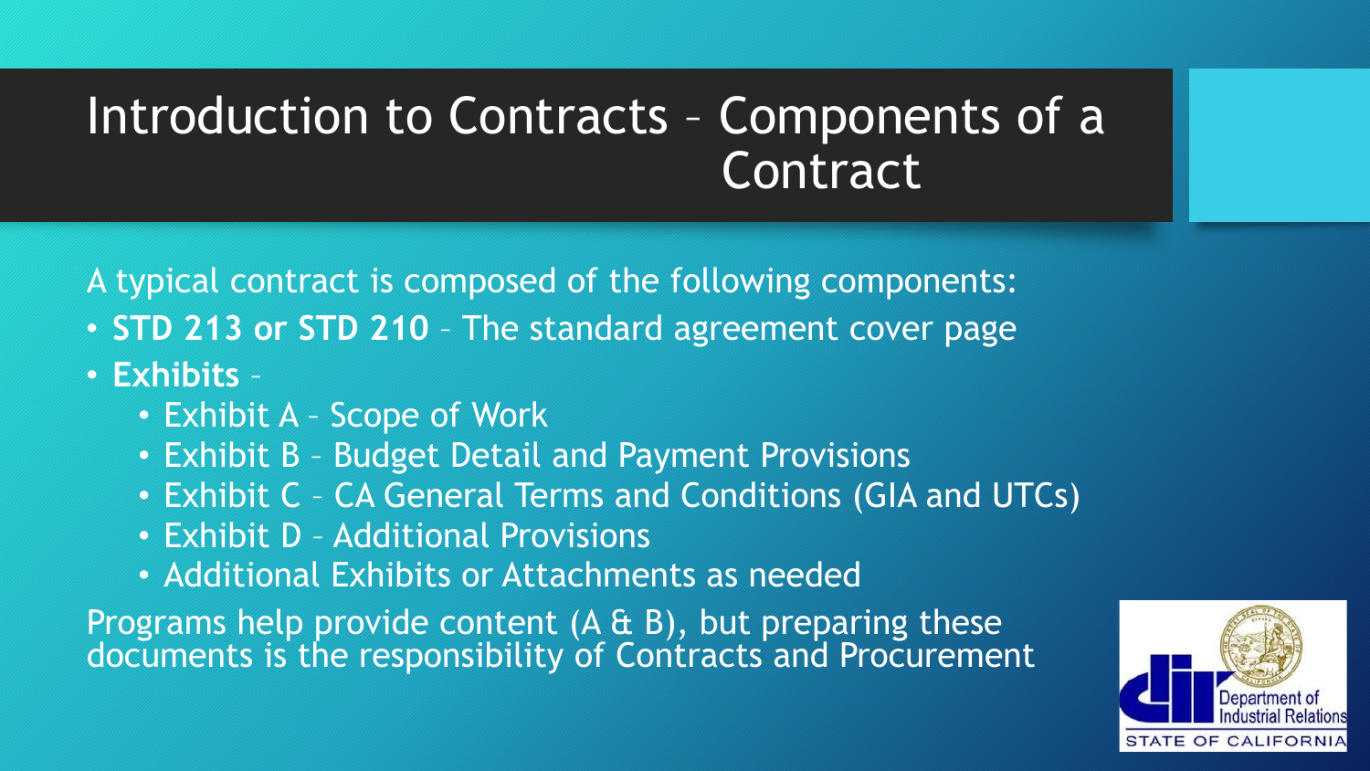# Introduction to Contracts – Components of a Contract

A typical contract is composed of the following components:

- **STD 213 or STD 210** – The standard agreement cover page
- **Exhibits** –
  - Exhibit A – Scope of Work
  - Exhibit B – Budget Detail and Payment Provisions
  - Exhibit C – CA General Terms and Conditions (GIA and UTCs)
  - Exhibit D – Additional Provisions
  - Additional Exhibits or Attachments as needed

Programs help provide content (A & B), but preparing these documents is the responsibility of Contracts and Procurement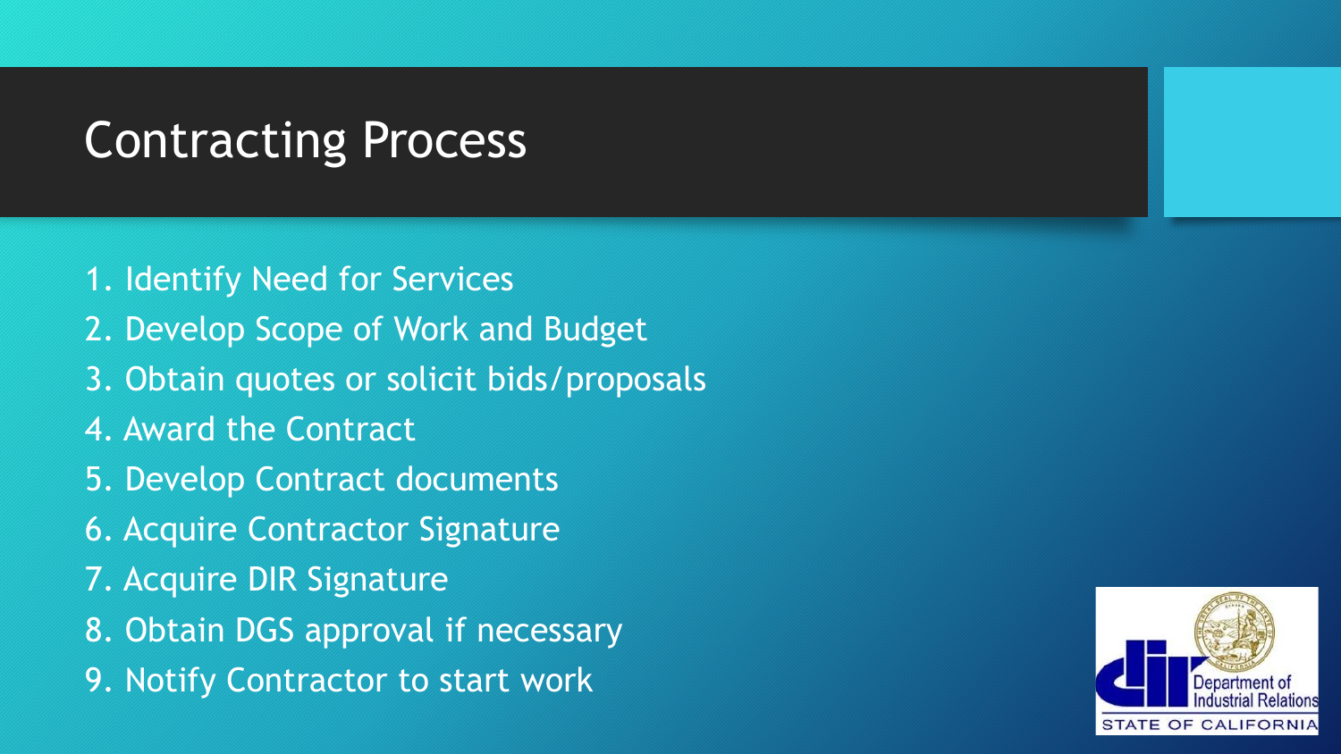# Contracting Process

1. Identify Need for Services
2. Develop Scope of Work and Budget
3. Obtain quotes or solicit bids/proposals
4. Award the Contract
5. Develop Contract documents
6. Acquire Contractor Signature
7. Acquire DIR Signature
8. Obtain DGS approval if necessary
9. Notify Contractor to start work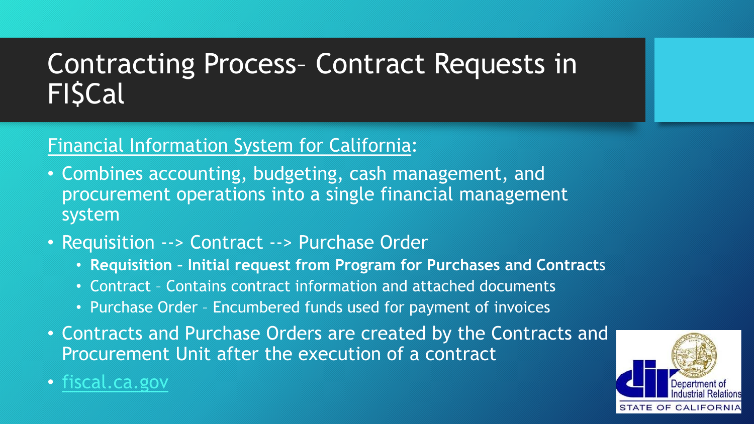# Contracting Process– Contract Requests in FI$Cal

Financial Information System for California:

- Combines accounting, budgeting, cash management, and procurement operations into a single financial management system
- Requisition --> Contract --> Purchase Order
  - **Requisition – Initial request from Program for Purchases and Contracts**
  - Contract – Contains contract information and attached documents
  - Purchase Order – Encumbered funds used for payment of invoices
- Contracts and Purchase Orders are created by the Contracts and Procurement Unit after the execution of a contract
- fiscal.ca.gov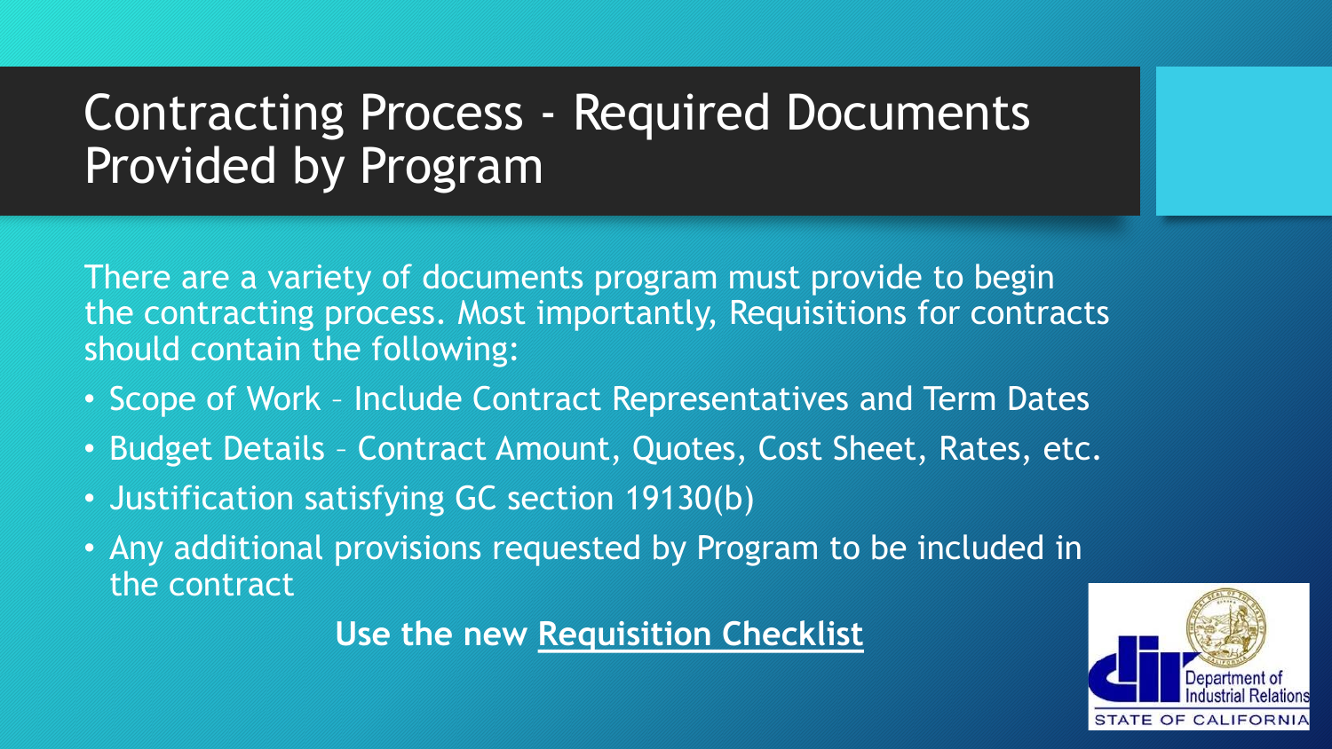# Contracting Process - Required Documents Provided by Program

There are a variety of documents program must provide to begin the contracting process. Most importantly, Requisitions for contracts should contain the following:

- Scope of Work – Include Contract Representatives and Term Dates
- Budget Details – Contract Amount, Quotes, Cost Sheet, Rates, etc.
- Justification satisfying GC section 19130(b)
- Any additional provisions requested by Program to be included in the contract

**Use the new Requisition Checklist**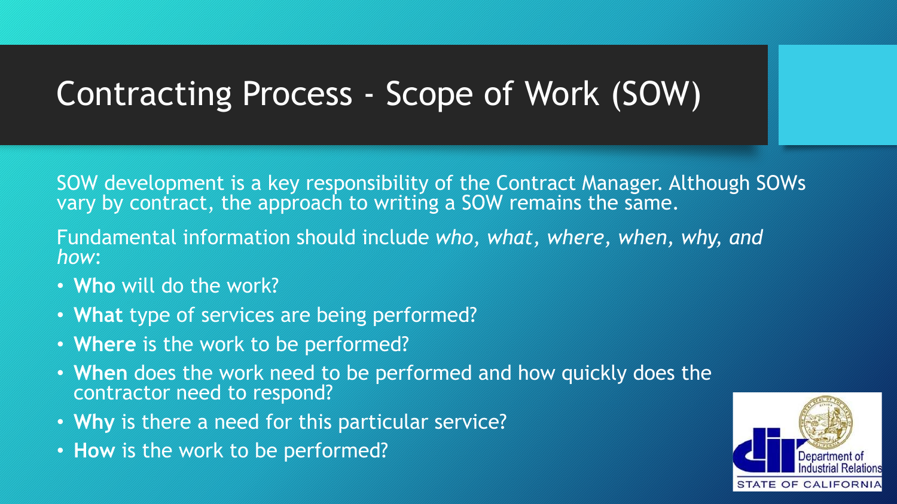# Contracting Process - Scope of Work (SOW)

SOW development is a key responsibility of the Contract Manager. Although SOWs vary by contract, the approach to writing a SOW remains the same.

Fundamental information should include *who, what, where, when, why, and how*:

- **Who** will do the work?
- **What** type of services are being performed?
- **Where** is the work to be performed?
- **When** does the work need to be performed and how quickly does the contractor need to respond?
- **Why** is there a need for this particular service?
- **How** is the work to be performed?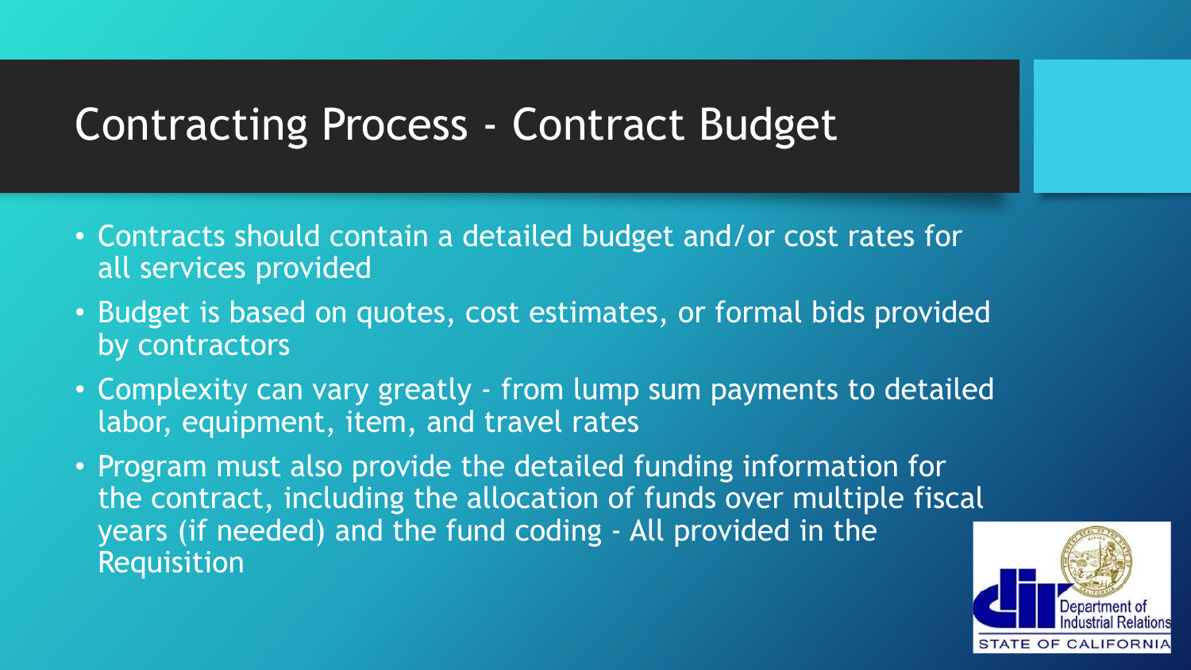# Contracting Process - Contract Budget

- Contracts should contain a detailed budget and/or cost rates for all services provided
- Budget is based on quotes, cost estimates, or formal bids provided by contractors
- Complexity can vary greatly - from lump sum payments to detailed labor, equipment, item, and travel rates
- Program must also provide the detailed funding information for the contract, including the allocation of funds over multiple fiscal years (if needed) and the fund coding - All provided in the Requisition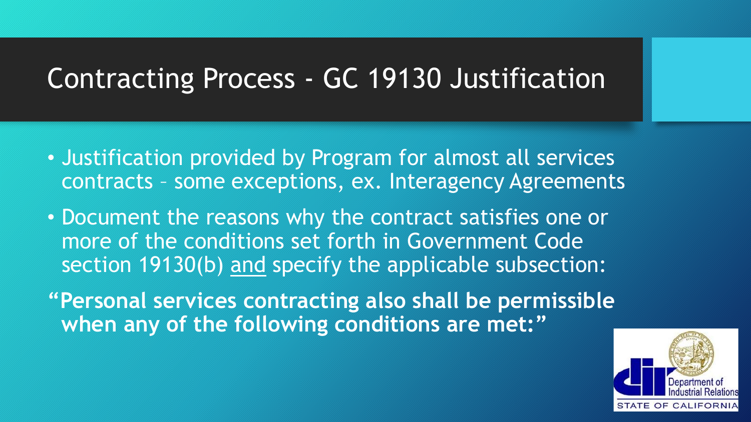# Contracting Process - GC 19130 Justification

- Justification provided by Program for almost all services contracts – some exceptions, ex. Interagency Agreements
- Document the reasons why the contract satisfies one or more of the conditions set forth in Government Code section 19130(b) and specify the applicable subsection:

**"Personal services contracting also shall be permissible when any of the following conditions are met:"**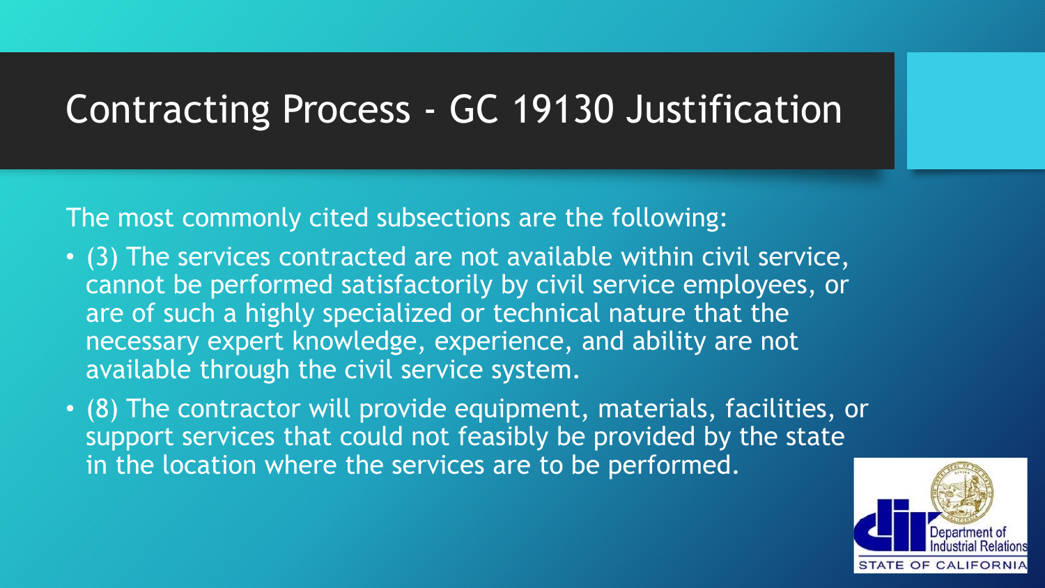# Contracting Process - GC 19130 Justification

The most commonly cited subsections are the following:

- (3) The services contracted are not available within civil service, cannot be performed satisfactorily by civil service employees, or are of such a highly specialized or technical nature that the necessary expert knowledge, experience, and ability are not available through the civil service system.
- (8) The contractor will provide equipment, materials, facilities, or support services that could not feasibly be provided by the state in the location where the services are to be performed.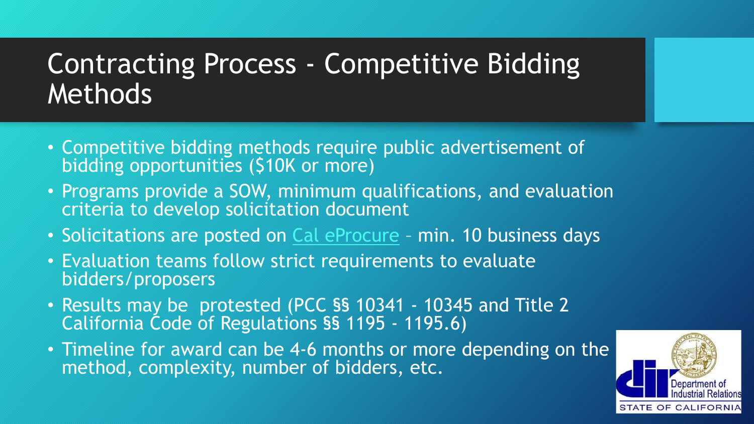# Contracting Process - Competitive Bidding Methods

- Competitive bidding methods require public advertisement of bidding opportunities ($10K or more)
- Programs provide a SOW, minimum qualifications, and evaluation criteria to develop solicitation document
- Solicitations are posted on Cal eProcure – min. 10 business days
- Evaluation teams follow strict requirements to evaluate bidders/proposers
- Results may be protested (PCC §§ 10341 - 10345 and Title 2 California Code of Regulations §§ 1195 - 1195.6)
- Timeline for award can be 4-6 months or more depending on the method, complexity, number of bidders, etc.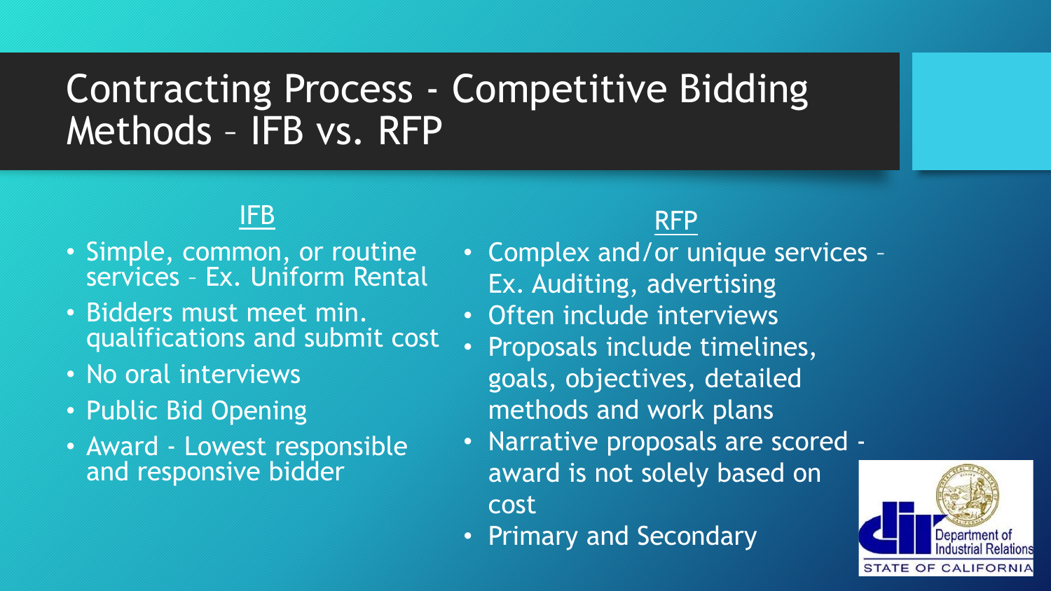# Contracting Process - Competitive Bidding Methods – IFB vs. RFP

## IFB

- Simple, common, or routine services – Ex. Uniform Rental
- Bidders must meet min. qualifications and submit cost
- No oral interviews
- Public Bid Opening
- Award - Lowest responsible and responsive bidder

## RFP

- Complex and/or unique services – Ex. Auditing, advertising
- Often include interviews
- Proposals include timelines, goals, objectives, detailed methods and work plans
- Narrative proposals are scored - award is not solely based on cost
- Primary and Secondary

Department of Industrial Relations
STATE OF CALIFORNIA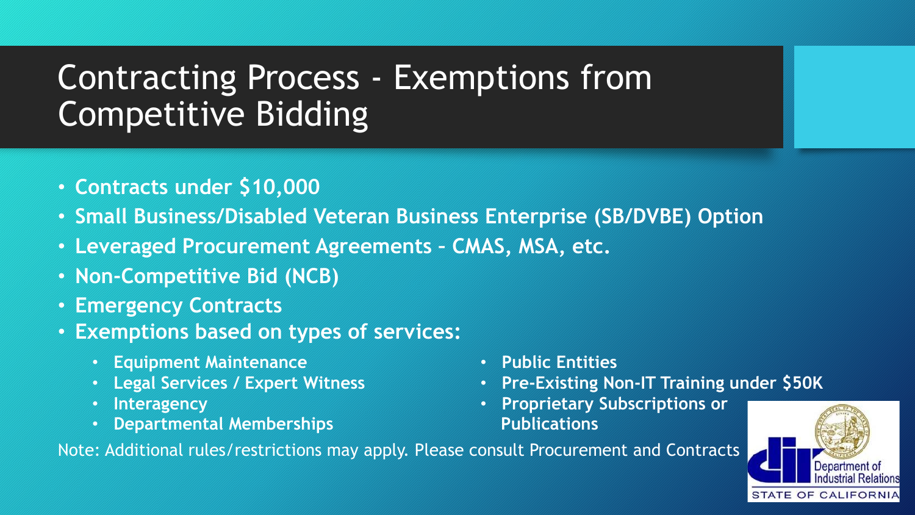# Contracting Process - Exemptions from Competitive Bidding

- **Contracts under $10,000**
- **Small Business/Disabled Veteran Business Enterprise (SB/DVBE) Option**
- **Leveraged Procurement Agreements – CMAS, MSA, etc.**
- **Non-Competitive Bid (NCB)**
- **Emergency Contracts**
- **Exemptions based on types of services:**
  - **Equipment Maintenance**
  - **Legal Services / Expert Witness**
  - **Interagency**
  - **Departmental Memberships**
  - **Public Entities**
  - **Pre-Existing Non-IT Training under $50K**
  - **Proprietary Subscriptions or Publications**

Note: Additional rules/restrictions may apply. Please consult Procurement and Contracts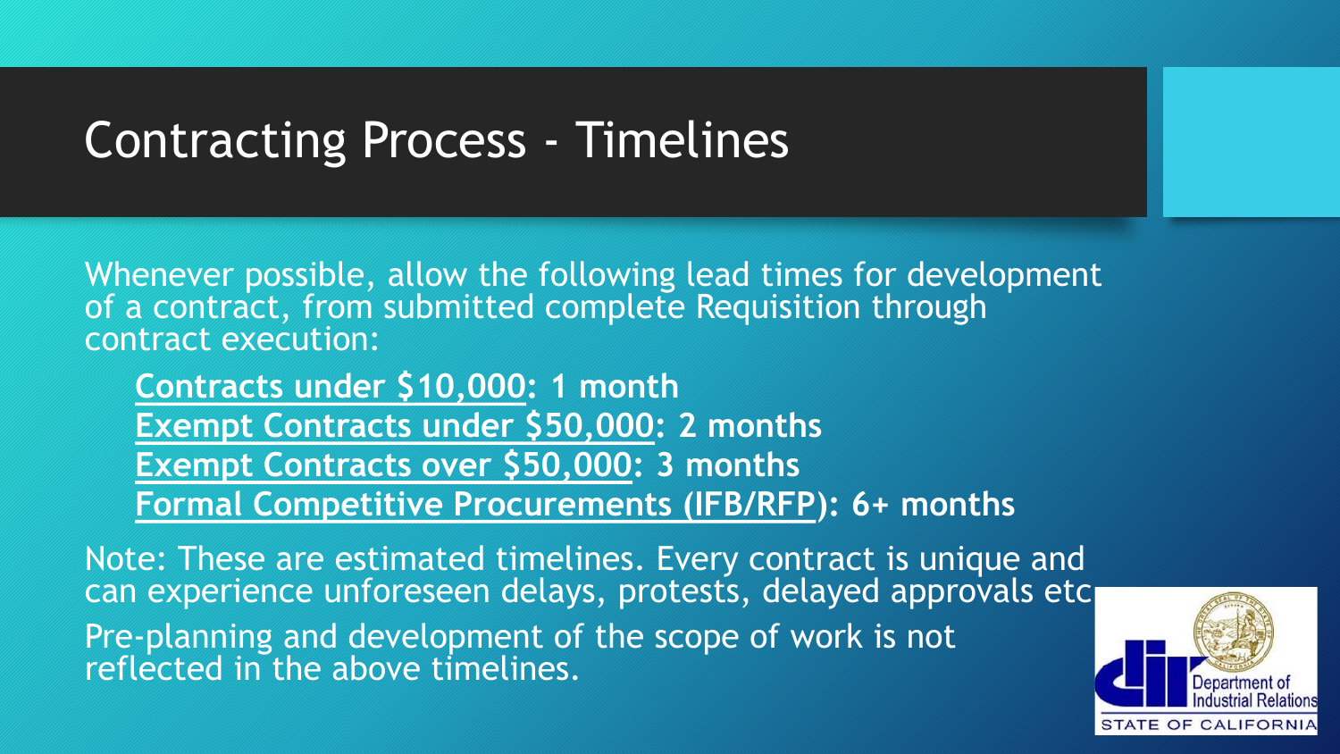# Contracting Process - Timelines

Whenever possible, allow the following lead times for development of a contract, from submitted complete Requisition through contract execution:

- **Contracts under $10,000: 1 month**
- **Exempt Contracts under $50,000: 2 months**
- **Exempt Contracts over $50,000: 3 months**
- **Formal Competitive Procurements (IFB/RFP): 6+ months**

Note: These are estimated timelines. Every contract is unique and can experience unforeseen delays, protests, delayed approvals etc.

Pre-planning and development of the scope of work is not reflected in the above timelines.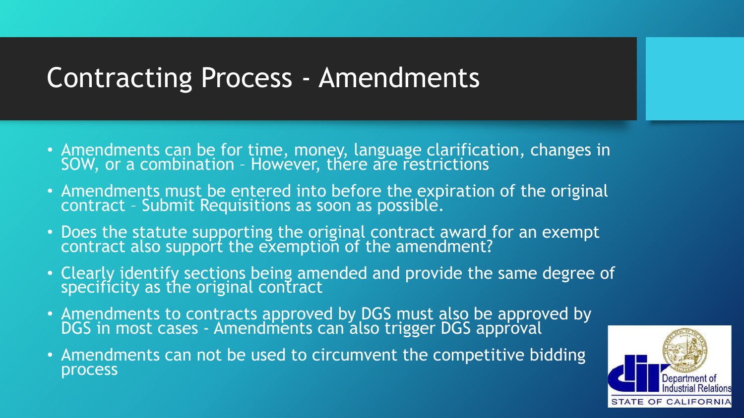# Contracting Process - Amendments

- Amendments can be for time, money, language clarification, changes in SOW, or a combination – However, there are restrictions
- Amendments must be entered into before the expiration of the original contract – Submit Requisitions as soon as possible.
- Does the statute supporting the original contract award for an exempt contract also support the exemption of the amendment?
- Clearly identify sections being amended and provide the same degree of specificity as the original contract
- Amendments to contracts approved by DGS must also be approved by DGS in most cases - Amendments can also trigger DGS approval
- Amendments can not be used to circumvent the competitive bidding process

Department of Industrial Relations
STATE OF CALIFORNIA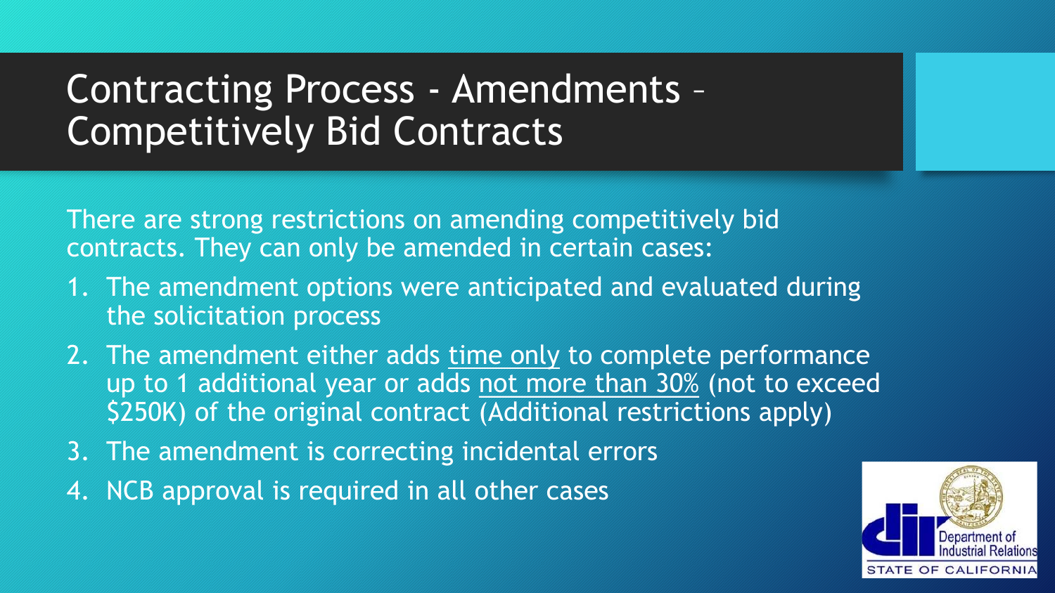# Contracting Process - Amendments – Competitively Bid Contracts

There are strong restrictions on amending competitively bid contracts. They can only be amended in certain cases:

1. The amendment options were anticipated and evaluated during the solicitation process
2. The amendment either adds <u>time only</u> to complete performance up to 1 additional year or adds <u>not more than 30%</u> (not to exceed $250K) of the original contract (Additional restrictions apply)
3. The amendment is correcting incidental errors
4. NCB approval is required in all other cases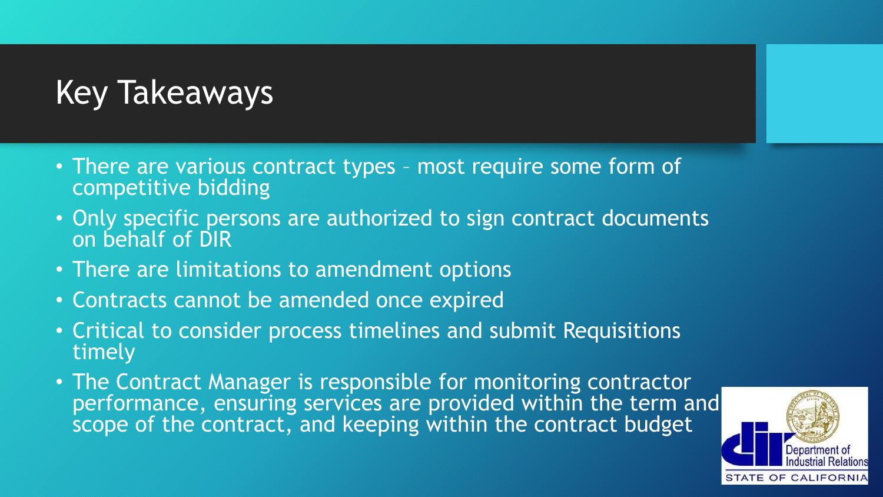# Key Takeaways

- There are various contract types – most require some form of competitive bidding
- Only specific persons are authorized to sign contract documents on behalf of DIR
- There are limitations to amendment options
- Contracts cannot be amended once expired
- Critical to consider process timelines and submit Requisitions timely
- The Contract Manager is responsible for monitoring contractor performance, ensuring services are provided within the term and scope of the contract, and keeping within the contract budget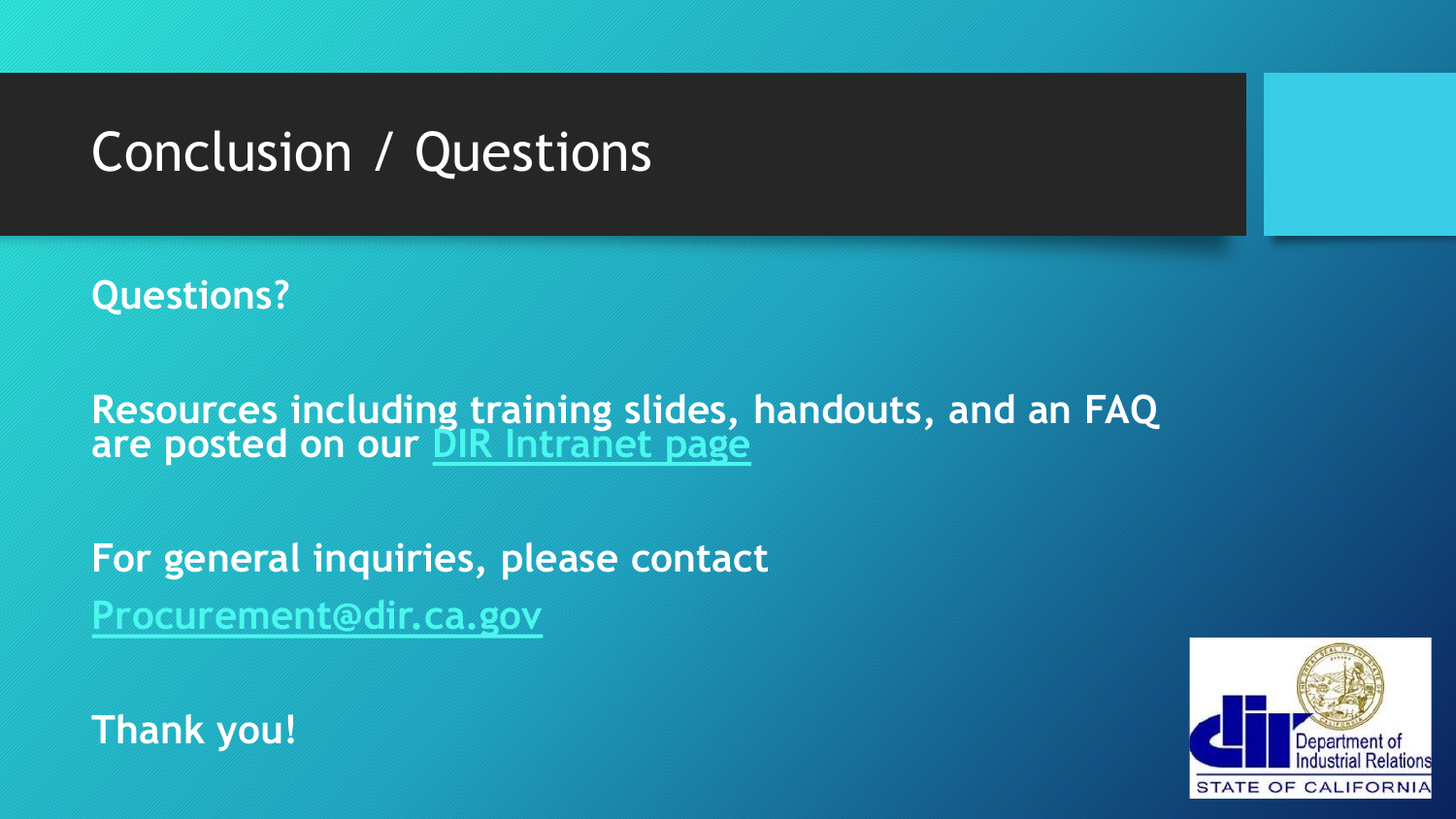# Conclusion / Questions

**Questions?**

**Resources including training slides, handouts, and an FAQ are posted on our DIR Intranet page**

**For general inquiries, please contact**
**Procurement@dir.ca.gov**

**Thank you!**